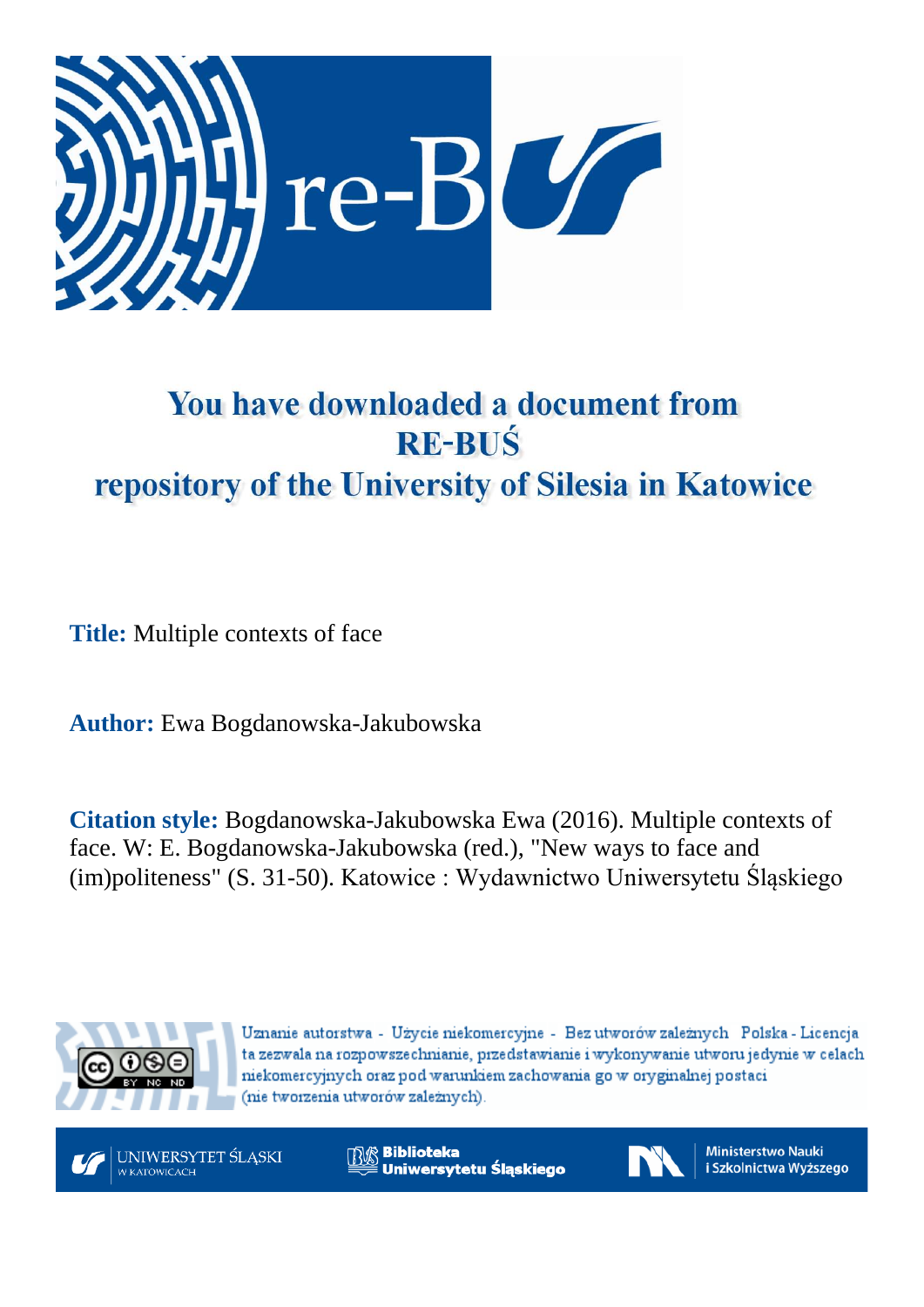# You have downloaded a document from RE-BUŚ repository of the University of Silesia in Katowice

**Title:** Multiple contexts of face

**Author:** Ewa Bogdanowska-Jakubowska

**Citation style:** Bogdanowska-Jakubowska Ewa (2016). Multiple contexts of face. W: E. Bogdanowska-Jakubowska (red.), "New ways to face and (im)politeness" (S. 31-50). Katowice : Wydawnictwo Uniwersytetu Śląskiego

Uznanie autorstwa - Użycie niekomercyjne - Bez utworów zależnych Polska - Licencja ta zezwala na rozpowszechnianie, przedstawianie i wykonywanie utworu jedynie w celach niekomercyjnych oraz pod warunkiem zachowania go w oryginalnej postaci (nie tworzenia utworów zależnych).

UNIWERSYTET ŚLĄSKI W KATOWICACH

Biblioteka Uniwersytetu Śląskiego

Ministerstwo Nauki i Szkolnictwa Wyższego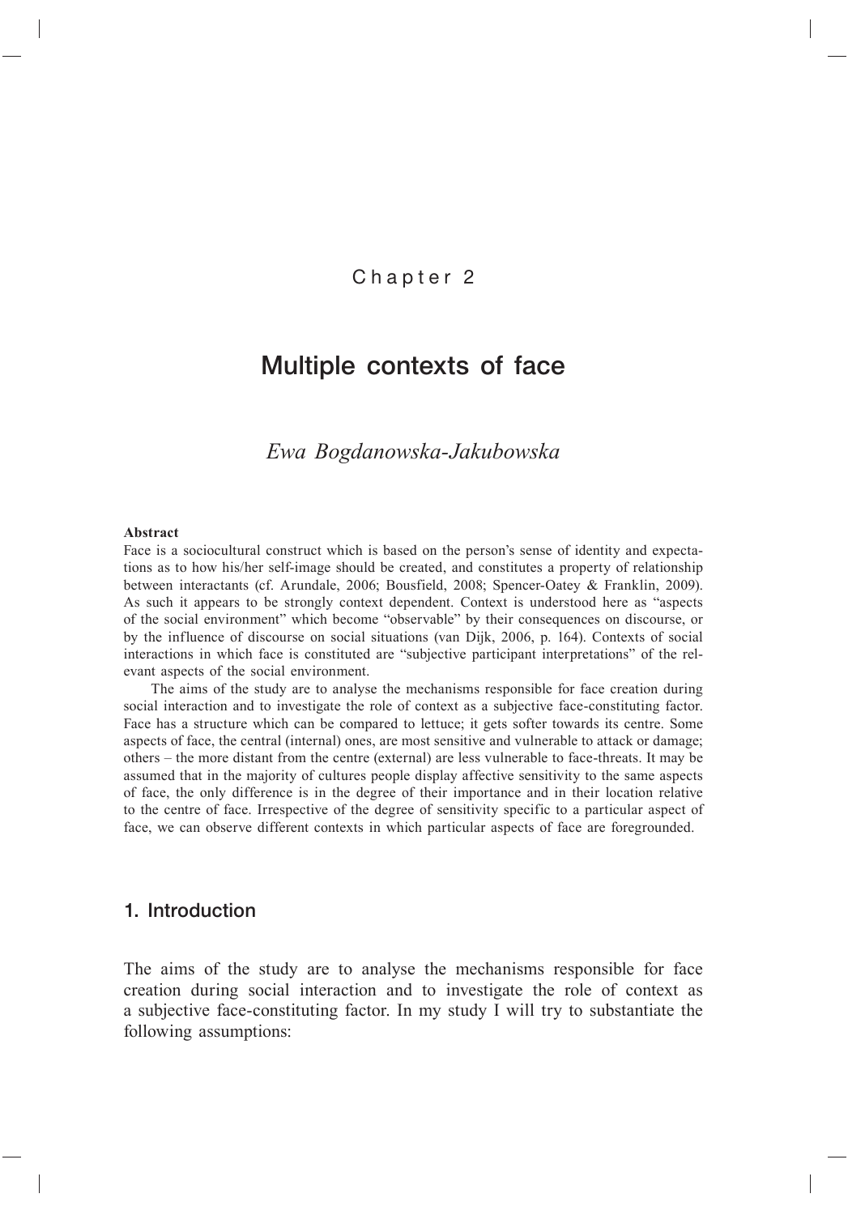Chapter 2

# Multiple contexts of face

*Ewa Bogdanowska-Jakubowska*

**Abstract**

Face is a sociocultural construct which is based on the person's sense of identity and expectations as to how his/her self-image should be created, and constitutes a property of relationship between interactants (cf. Arundale, 2006; Bousfield, 2008; Spencer-Oatey & Franklin, 2009). As such it appears to be strongly context dependent. Context is understood here as "aspects of the social environment" which become "observable" by their consequences on discourse, or by the influence of discourse on social situations (van Dijk, 2006, p. 164). Contexts of social interactions in which face is constituted are "subjective participant interpretations" of the relevant aspects of the social environment.

The aims of the study are to analyse the mechanisms responsible for face creation during social interaction and to investigate the role of context as a subjective face-constituting factor. Face has a structure which can be compared to lettuce; it gets softer towards its centre. Some aspects of face, the central (internal) ones, are most sensitive and vulnerable to attack or damage; others – the more distant from the centre (external) are less vulnerable to face-threats. It may be assumed that in the majority of cultures people display affective sensitivity to the same aspects of face, the only difference is in the degree of their importance and in their location relative to the centre of face. Irrespective of the degree of sensitivity specific to a particular aspect of face, we can observe different contexts in which particular aspects of face are foregrounded.

## 1. Introduction

The aims of the study are to analyse the mechanisms responsible for face creation during social interaction and to investigate the role of context as a subjective face-constituting factor. In my study I will try to substantiate the following assumptions: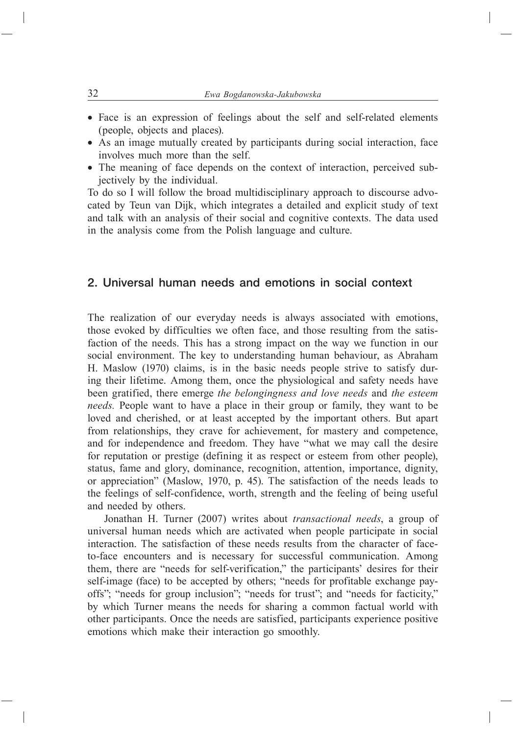- Face is an expression of feelings about the self and self-related elements (people, objects and places).
- As an image mutually created by participants during social interaction, face involves much more than the self.
- The meaning of face depends on the context of interaction, perceived subjectively by the individual.

To do so I will follow the broad multidisciplinary approach to discourse advocated by Teun van Dijk, which integrates a detailed and explicit study of text and talk with an analysis of their social and cognitive contexts. The data used in the analysis come from the Polish language and culture.

## 2. Universal human needs and emotions in social context

The realization of our everyday needs is always associated with emotions, those evoked by difficulties we often face, and those resulting from the satisfaction of the needs. This has a strong impact on the way we function in our social environment. The key to understanding human behaviour, as Abraham H. Maslow (1970) claims, is in the basic needs people strive to satisfy during their lifetime. Among them, once the physiological and safety needs have been gratified, there emerge *the belongingness and love needs* and *the esteem needs.* People want to have a place in their group or family, they want to be loved and cherished, or at least accepted by the important others. But apart from relationships, they crave for achievement, for mastery and competence, and for independence and freedom. They have "what we may call the desire for reputation or prestige (defining it as respect or esteem from other people), status, fame and glory, dominance, recognition, attention, importance, dignity, or appreciation" (Maslow, 1970, p. 45). The satisfaction of the needs leads to the feelings of self-confidence, worth, strength and the feeling of being useful and needed by others.

Jonathan H. Turner (2007) writes about *transactional needs*, a group of universal human needs which are activated when people participate in social interaction. The satisfaction of these needs results from the character of face-to-face encounters and is necessary for successful communication. Among them, there are "needs for self-verification," the participants' desires for their self-image (face) to be accepted by others; "needs for profitable exchange payoffs"; "needs for group inclusion"; "needs for trust"; and "needs for facticity," by which Turner means the needs for sharing a common factual world with other participants. Once the needs are satisfied, participants experience positive emotions which make their interaction go smoothly.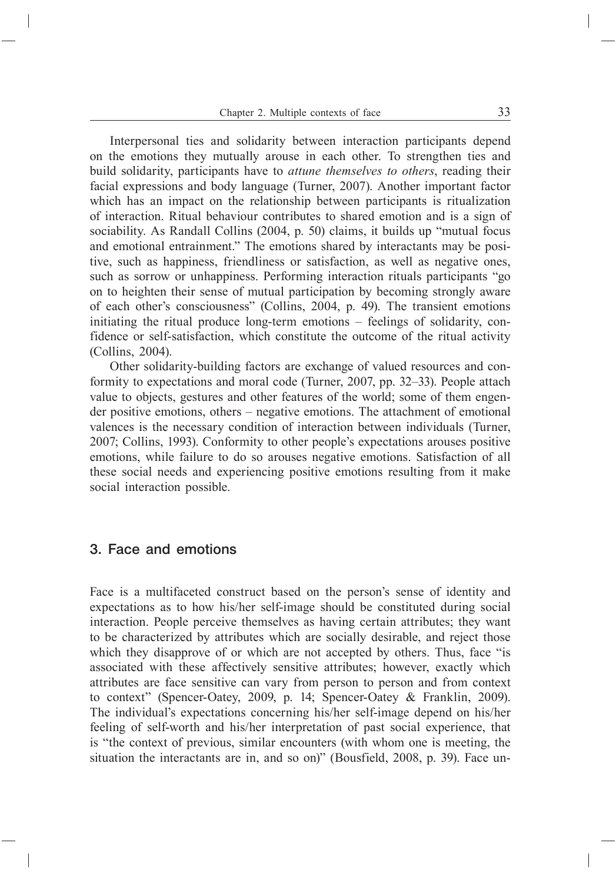Interpersonal ties and solidarity between interaction participants depend on the emotions they mutually arouse in each other. To strengthen ties and build solidarity, participants have to *attune themselves to others*, reading their facial expressions and body language (Turner, 2007). Another important factor which has an impact on the relationship between participants is ritualization of interaction. Ritual behaviour contributes to shared emotion and is a sign of sociability. As Randall Collins (2004, p. 50) claims, it builds up "mutual focus and emotional entrainment." The emotions shared by interactants may be positive, such as happiness, friendliness or satisfaction, as well as negative ones, such as sorrow or unhappiness. Performing interaction rituals participants "go on to heighten their sense of mutual participation by becoming strongly aware of each other's consciousness" (Collins, 2004, p. 49). The transient emotions initiating the ritual produce long-term emotions – feelings of solidarity, confidence or self-satisfaction, which constitute the outcome of the ritual activity (Collins, 2004).

Other solidarity-building factors are exchange of valued resources and conformity to expectations and moral code (Turner, 2007, pp. 32–33). People attach value to objects, gestures and other features of the world; some of them engender positive emotions, others – negative emotions. The attachment of emotional valences is the necessary condition of interaction between individuals (Turner, 2007; Collins, 1993). Conformity to other people's expectations arouses positive emotions, while failure to do so arouses negative emotions. Satisfaction of all these social needs and experiencing positive emotions resulting from it make social interaction possible.

## 3. Face and emotions

Face is a multifaceted construct based on the person's sense of identity and expectations as to how his/her self-image should be constituted during social interaction. People perceive themselves as having certain attributes; they want to be characterized by attributes which are socially desirable, and reject those which they disapprove of or which are not accepted by others. Thus, face "is associated with these affectively sensitive attributes; however, exactly which attributes are face sensitive can vary from person to person and from context to context" (Spencer-Oatey, 2009, p. 14; Spencer-Oatey & Franklin, 2009). The individual's expectations concerning his/her self-image depend on his/her feeling of self-worth and his/her interpretation of past social experience, that is "the context of previous, similar encounters (with whom one is meeting, the situation the interactants are in, and so on)" (Bousfield, 2008, p. 39). Face un-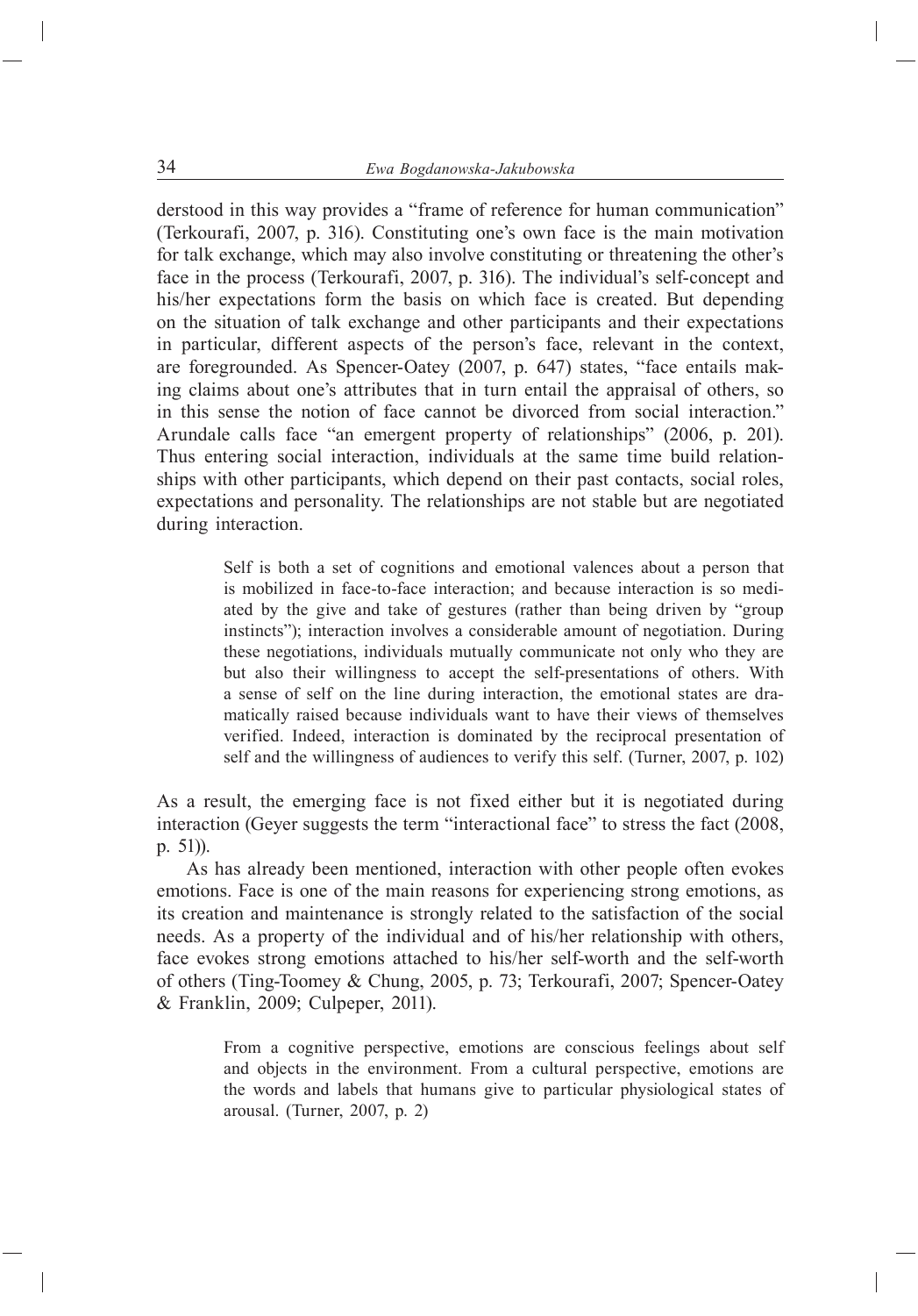derstood in this way provides a "frame of reference for human communication" (Terkourafi, 2007, p. 316). Constituting one's own face is the main motivation for talk exchange, which may also involve constituting or threatening the other's face in the process (Terkourafi, 2007, p. 316). The individual's self-concept and his/her expectations form the basis on which face is created. But depending on the situation of talk exchange and other participants and their expectations in particular, different aspects of the person's face, relevant in the context, are foregrounded. As Spencer-Oatey (2007, p. 647) states, "face entails making claims about one's attributes that in turn entail the appraisal of others, so in this sense the notion of face cannot be divorced from social interaction." Arundale calls face "an emergent property of relationships" (2006, p. 201). Thus entering social interaction, individuals at the same time build relationships with other participants, which depend on their past contacts, social roles, expectations and personality. The relationships are not stable but are negotiated during interaction.

> Self is both a set of cognitions and emotional valences about a person that is mobilized in face-to-face interaction; and because interaction is so mediated by the give and take of gestures (rather than being driven by "group instincts"); interaction involves a considerable amount of negotiation. During these negotiations, individuals mutually communicate not only who they are but also their willingness to accept the self-presentations of others. With a sense of self on the line during interaction, the emotional states are dramatically raised because individuals want to have their views of themselves verified. Indeed, interaction is dominated by the reciprocal presentation of self and the willingness of audiences to verify this self. (Turner, 2007, p. 102)

As a result, the emerging face is not fixed either but it is negotiated during interaction (Geyer suggests the term "interactional face" to stress the fact (2008, p. 51)).

As has already been mentioned, interaction with other people often evokes emotions. Face is one of the main reasons for experiencing strong emotions, as its creation and maintenance is strongly related to the satisfaction of the social needs. As a property of the individual and of his/her relationship with others, face evokes strong emotions attached to his/her self-worth and the self-worth of others (Ting-Toomey & Chung, 2005, p. 73; Terkourafi, 2007; Spencer-Oatey & Franklin, 2009; Culpeper, 2011).

> From a cognitive perspective, emotions are conscious feelings about self and objects in the environment. From a cultural perspective, emotions are the words and labels that humans give to particular physiological states of arousal. (Turner, 2007, p. 2)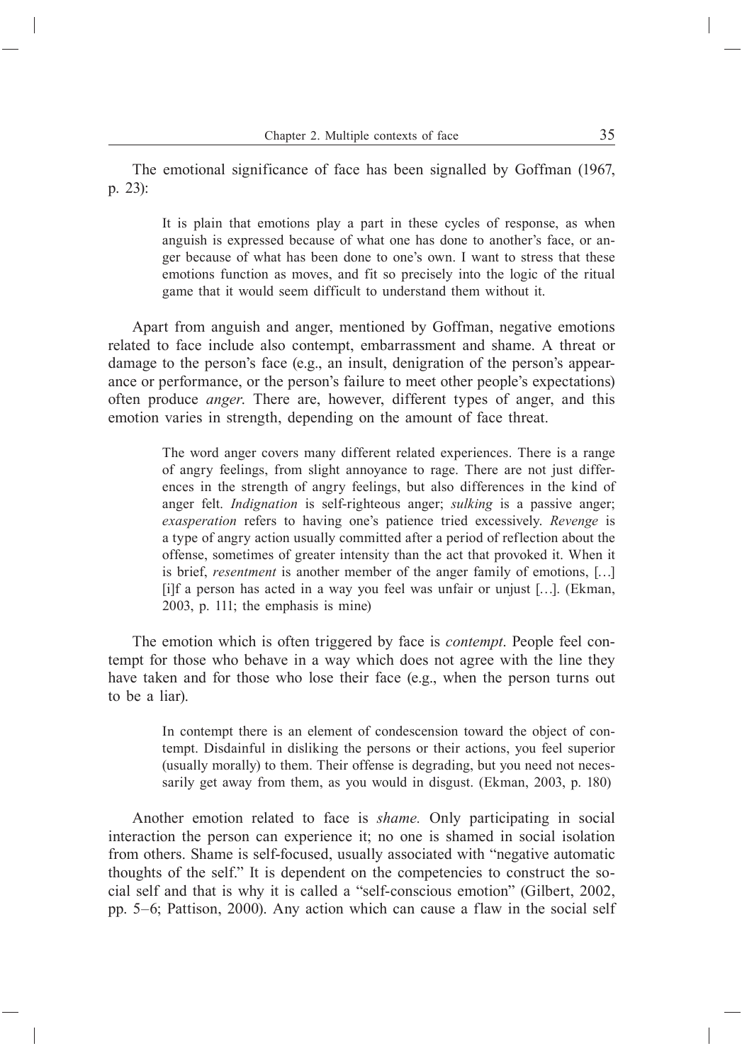The emotional significance of face has been signalled by Goffman (1967, p. 23):

> It is plain that emotions play a part in these cycles of response, as when anguish is expressed because of what one has done to another's face, or anger because of what has been done to one's own. I want to stress that these emotions function as moves, and fit so precisely into the logic of the ritual game that it would seem difficult to understand them without it.

Apart from anguish and anger, mentioned by Goffman, negative emotions related to face include also contempt, embarrassment and shame. A threat or damage to the person's face (e.g., an insult, denigration of the person's appearance or performance, or the person's failure to meet other people's expectations) often produce *anger*. There are, however, different types of anger, and this emotion varies in strength, depending on the amount of face threat.

> The word anger covers many different related experiences. There is a range of angry feelings, from slight annoyance to rage. There are not just differences in the strength of angry feelings, but also differences in the kind of anger felt. *Indignation* is self-righteous anger; *sulking* is a passive anger; *exasperation* refers to having one's patience tried excessively. *Revenge* is a type of angry action usually committed after a period of reflection about the offense, sometimes of greater intensity than the act that provoked it. When it is brief, *resentment* is another member of the anger family of emotions, […] [i]f a person has acted in a way you feel was unfair or unjust […]. (Ekman, 2003, p. 111; the emphasis is mine)

The emotion which is often triggered by face is *contempt*. People feel contempt for those who behave in a way which does not agree with the line they have taken and for those who lose their face (e.g., when the person turns out to be a liar).

> In contempt there is an element of condescension toward the object of contempt. Disdainful in disliking the persons or their actions, you feel superior (usually morally) to them. Their offense is degrading, but you need not necessarily get away from them, as you would in disgust. (Ekman, 2003, p. 180)

Another emotion related to face is *shame*. Only participating in social interaction the person can experience it; no one is shamed in social isolation from others. Shame is self-focused, usually associated with "negative automatic thoughts of the self." It is dependent on the competencies to construct the social self and that is why it is called a "self-conscious emotion" (Gilbert, 2002, pp. 5–6; Pattison, 2000). Any action which can cause a flaw in the social self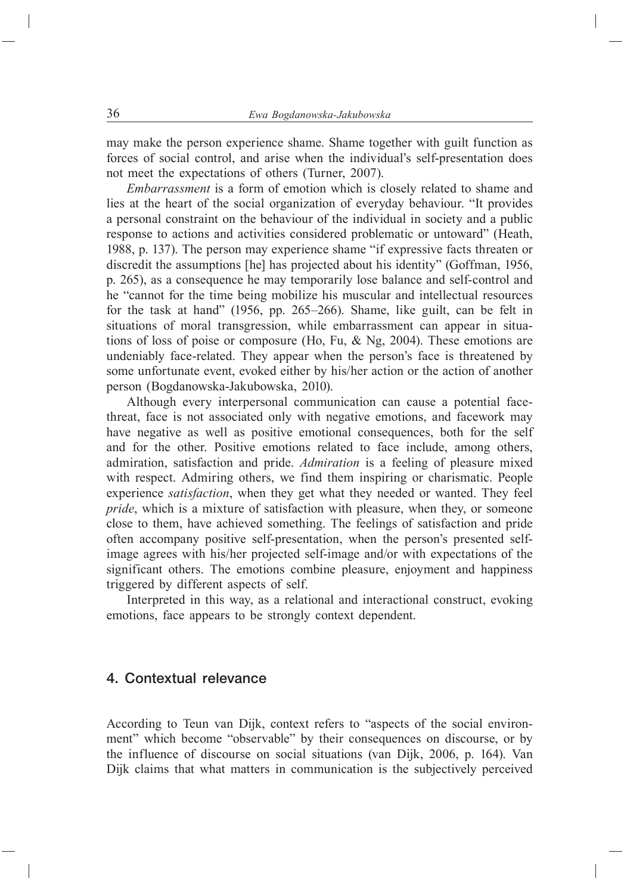may make the person experience shame. Shame together with guilt function as forces of social control, and arise when the individual's self-presentation does not meet the expectations of others (Turner, 2007).

*Embarrassment* is a form of emotion which is closely related to shame and lies at the heart of the social organization of everyday behaviour. "It provides a personal constraint on the behaviour of the individual in society and a public response to actions and activities considered problematic or untoward" (Heath, 1988, p. 137). The person may experience shame "if expressive facts threaten or discredit the assumptions [he] has projected about his identity" (Goffman, 1956, p. 265), as a consequence he may temporarily lose balance and self-control and he "cannot for the time being mobilize his muscular and intellectual resources for the task at hand" (1956, pp. 265–266). Shame, like guilt, can be felt in situations of moral transgression, while embarrassment can appear in situations of loss of poise or composure (Ho, Fu, & Ng, 2004). These emotions are undeniably face-related. They appear when the person's face is threatened by some unfortunate event, evoked either by his/her action or the action of another person (Bogdanowska-Jakubowska, 2010).

Although every interpersonal communication can cause a potential face-threat, face is not associated only with negative emotions, and facework may have negative as well as positive emotional consequences, both for the self and for the other. Positive emotions related to face include, among others, admiration, satisfaction and pride. *Admiration* is a feeling of pleasure mixed with respect. Admiring others, we find them inspiring or charismatic. People experience *satisfaction*, when they get what they needed or wanted. They feel *pride*, which is a mixture of satisfaction with pleasure, when they, or someone close to them, have achieved something. The feelings of satisfaction and pride often accompany positive self-presentation, when the person's presented self-image agrees with his/her projected self-image and/or with expectations of the significant others. The emotions combine pleasure, enjoyment and happiness triggered by different aspects of self.

Interpreted in this way, as a relational and interactional construct, evoking emotions, face appears to be strongly context dependent.

## 4. Contextual relevance

According to Teun van Dijk, context refers to "aspects of the social environment" which become "observable" by their consequences on discourse, or by the influence of discourse on social situations (van Dijk, 2006, p. 164). Van Dijk claims that what matters in communication is the subjectively perceived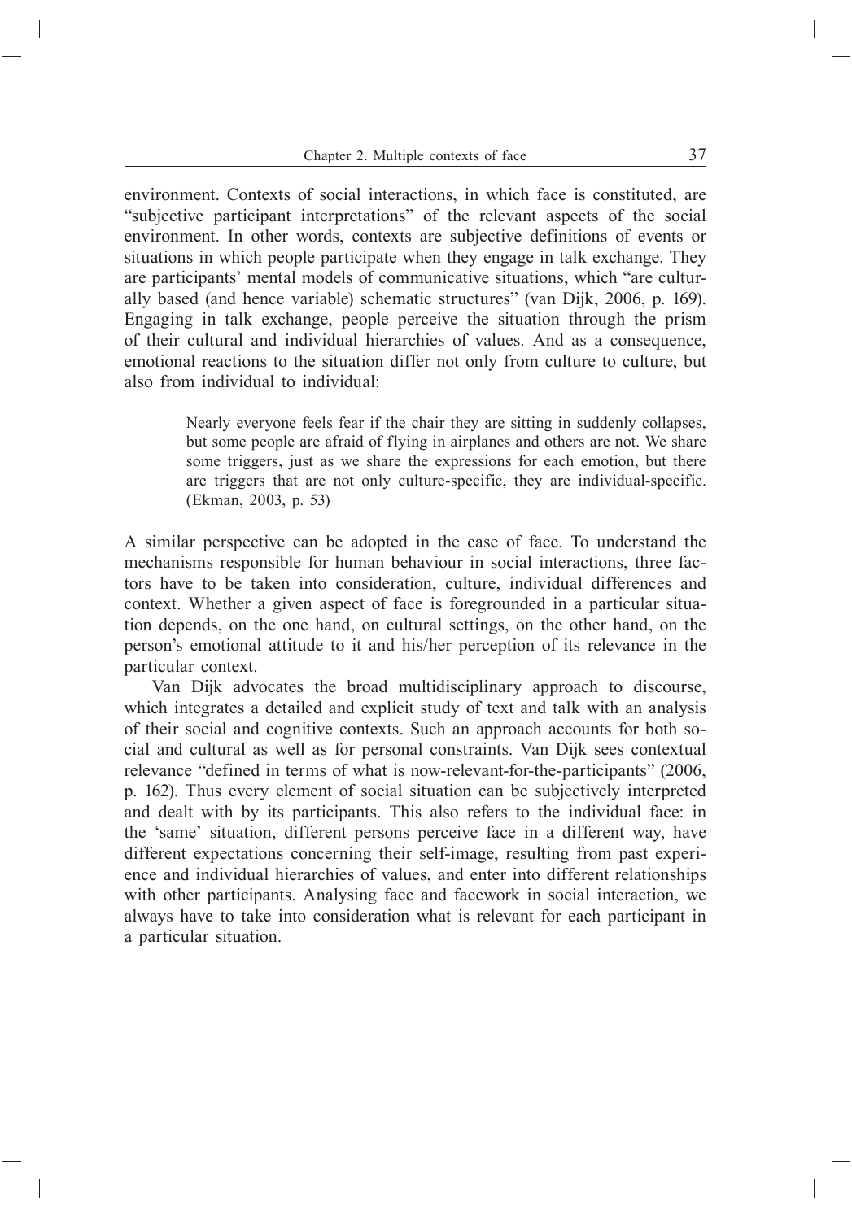environment. Contexts of social interactions, in which face is constituted, are "subjective participant interpretations" of the relevant aspects of the social environment. In other words, contexts are subjective definitions of events or situations in which people participate when they engage in talk exchange. They are participants' mental models of communicative situations, which "are culturally based (and hence variable) schematic structures" (van Dijk, 2006, p. 169). Engaging in talk exchange, people perceive the situation through the prism of their cultural and individual hierarchies of values. And as a consequence, emotional reactions to the situation differ not only from culture to culture, but also from individual to individual:

> Nearly everyone feels fear if the chair they are sitting in suddenly collapses, but some people are afraid of flying in airplanes and others are not. We share some triggers, just as we share the expressions for each emotion, but there are triggers that are not only culture-specific, they are individual-specific. (Ekman, 2003, p. 53)

A similar perspective can be adopted in the case of face. To understand the mechanisms responsible for human behaviour in social interactions, three factors have to be taken into consideration, culture, individual differences and context. Whether a given aspect of face is foregrounded in a particular situation depends, on the one hand, on cultural settings, on the other hand, on the person's emotional attitude to it and his/her perception of its relevance in the particular context.

Van Dijk advocates the broad multidisciplinary approach to discourse, which integrates a detailed and explicit study of text and talk with an analysis of their social and cognitive contexts. Such an approach accounts for both social and cultural as well as for personal constraints. Van Dijk sees contextual relevance "defined in terms of what is now-relevant-for-the-participants" (2006, p. 162). Thus every element of social situation can be subjectively interpreted and dealt with by its participants. This also refers to the individual face: in the 'same' situation, different persons perceive face in a different way, have different expectations concerning their self-image, resulting from past experience and individual hierarchies of values, and enter into different relationships with other participants. Analysing face and facework in social interaction, we always have to take into consideration what is relevant for each participant in a particular situation.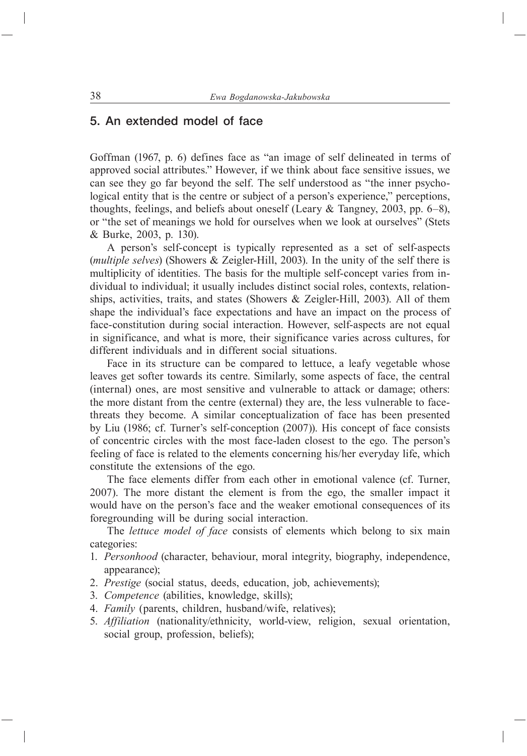## 5. An extended model of face

Goffman (1967, p. 6) defines face as "an image of self delineated in terms of approved social attributes." However, if we think about face sensitive issues, we can see they go far beyond the self. The self understood as "the inner psychological entity that is the centre or subject of a person's experience," perceptions, thoughts, feelings, and beliefs about oneself (Leary & Tangney, 2003, pp. 6–8), or "the set of meanings we hold for ourselves when we look at ourselves" (Stets & Burke, 2003, p. 130).

A person's self-concept is typically represented as a set of self-aspects (*multiple selves*) (Showers & Zeigler-Hill, 2003). In the unity of the self there is multiplicity of identities. The basis for the multiple self-concept varies from individual to individual; it usually includes distinct social roles, contexts, relationships, activities, traits, and states (Showers & Zeigler-Hill, 2003). All of them shape the individual's face expectations and have an impact on the process of face-constitution during social interaction. However, self-aspects are not equal in significance, and what is more, their significance varies across cultures, for different individuals and in different social situations.

Face in its structure can be compared to lettuce, a leafy vegetable whose leaves get softer towards its centre. Similarly, some aspects of face, the central (internal) ones, are most sensitive and vulnerable to attack or damage; others: the more distant from the centre (external) they are, the less vulnerable to face-threats they become. A similar conceptualization of face has been presented by Liu (1986; cf. Turner's self-conception (2007)). His concept of face consists of concentric circles with the most face-laden closest to the ego. The person's feeling of face is related to the elements concerning his/her everyday life, which constitute the extensions of the ego.

The face elements differ from each other in emotional valence (cf. Turner, 2007). The more distant the element is from the ego, the smaller impact it would have on the person's face and the weaker emotional consequences of its foregrounding will be during social interaction.

The *lettuce model of face* consists of elements which belong to six main categories:

1. *Personhood* (character, behaviour, moral integrity, biography, independence, appearance);
2. *Prestige* (social status, deeds, education, job, achievements);
3. *Competence* (abilities, knowledge, skills);
4. *Family* (parents, children, husband/wife, relatives);
5. *Affiliation* (nationality/ethnicity, world-view, religion, sexual orientation, social group, profession, beliefs);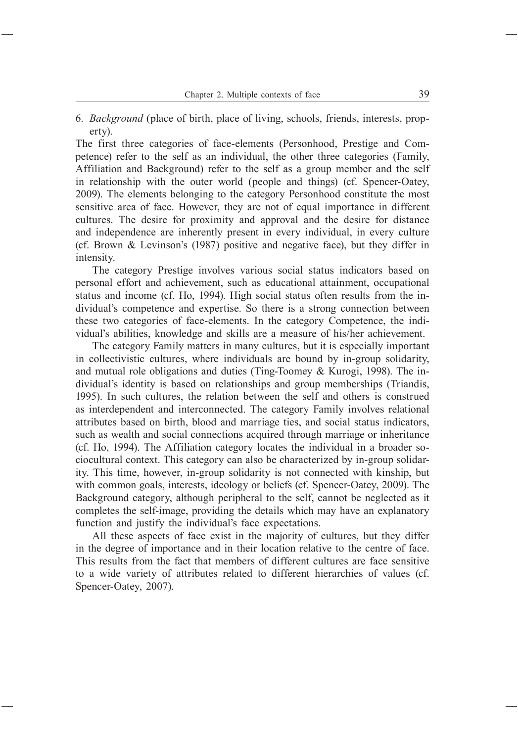6. *Background* (place of birth, place of living, schools, friends, interests, property).

The first three categories of face-elements (Personhood, Prestige and Competence) refer to the self as an individual, the other three categories (Family, Affiliation and Background) refer to the self as a group member and the self in relationship with the outer world (people and things) (cf. Spencer-Oatey, 2009). The elements belonging to the category Personhood constitute the most sensitive area of face. However, they are not of equal importance in different cultures. The desire for proximity and approval and the desire for distance and independence are inherently present in every individual, in every culture (cf. Brown & Levinson's (1987) positive and negative face), but they differ in intensity.

The category Prestige involves various social status indicators based on personal effort and achievement, such as educational attainment, occupational status and income (cf. Ho, 1994). High social status often results from the individual's competence and expertise. So there is a strong connection between these two categories of face-elements. In the category Competence, the individual's abilities, knowledge and skills are a measure of his/her achievement.

The category Family matters in many cultures, but it is especially important in collectivistic cultures, where individuals are bound by in-group solidarity, and mutual role obligations and duties (Ting-Toomey & Kurogi, 1998). The individual's identity is based on relationships and group memberships (Triandis, 1995). In such cultures, the relation between the self and others is construed as interdependent and interconnected. The category Family involves relational attributes based on birth, blood and marriage ties, and social status indicators, such as wealth and social connections acquired through marriage or inheritance (cf. Ho, 1994). The Affiliation category locates the individual in a broader sociocultural context. This category can also be characterized by in-group solidarity. This time, however, in-group solidarity is not connected with kinship, but with common goals, interests, ideology or beliefs (cf. Spencer-Oatey, 2009). The Background category, although peripheral to the self, cannot be neglected as it completes the self-image, providing the details which may have an explanatory function and justify the individual's face expectations.

All these aspects of face exist in the majority of cultures, but they differ in the degree of importance and in their location relative to the centre of face. This results from the fact that members of different cultures are face sensitive to a wide variety of attributes related to different hierarchies of values (cf. Spencer-Oatey, 2007).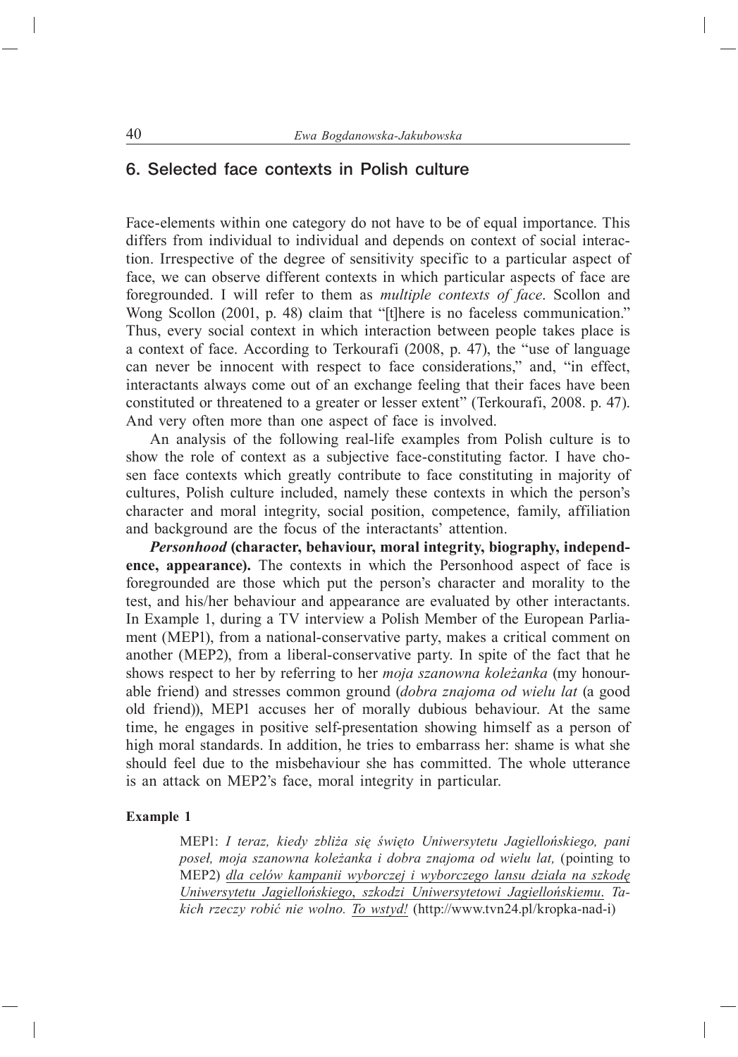## 6. Selected face contexts in Polish culture

Face-elements within one category do not have to be of equal importance. This differs from individual to individual and depends on context of social interaction. Irrespective of the degree of sensitivity specific to a particular aspect of face, we can observe different contexts in which particular aspects of face are foregrounded. I will refer to them as *multiple contexts of face*. Scollon and Wong Scollon (2001, p. 48) claim that "[t]here is no faceless communication." Thus, every social context in which interaction between people takes place is a context of face. According to Terkourafi (2008, p. 47), the "use of language can never be innocent with respect to face considerations," and, "in effect, interactants always come out of an exchange feeling that their faces have been constituted or threatened to a greater or lesser extent" (Terkourafi, 2008. p. 47). And very often more than one aspect of face is involved.

An analysis of the following real-life examples from Polish culture is to show the role of context as a subjective face-constituting factor. I have chosen face contexts which greatly contribute to face constituting in majority of cultures, Polish culture included, namely these contexts in which the person's character and moral integrity, social position, competence, family, affiliation and background are the focus of the interactants' attention.

***Personhood*** **(character, behaviour, moral integrity, biography, independence, appearance).** The contexts in which the Personhood aspect of face is foregrounded are those which put the person's character and morality to the test, and his/her behaviour and appearance are evaluated by other interactants. In Example 1, during a TV interview a Polish Member of the European Parliament (MEP1), from a national-conservative party, makes a critical comment on another (MEP2), from a liberal-conservative party. In spite of the fact that he shows respect to her by referring to her *moja szanowna koleżanka* (my honourable friend) and stresses common ground (*dobra znajoma od wielu lat* (a good old friend)), MEP1 accuses her of morally dubious behaviour. At the same time, he engages in positive self-presentation showing himself as a person of high moral standards. In addition, he tries to embarrass her: shame is what she should feel due to the misbehaviour she has committed. The whole utterance is an attack on MEP2's face, moral integrity in particular.

**Example 1**

> MEP1: *I teraz, kiedy zbliża się święto Uniwersytetu Jagiellońskiego, pani poseł, moja szanowna koleżanka i dobra znajoma od wielu lat,* (pointing to MEP2) <u>*dla celów kampanii wyborczej i wyborczego lansu działa na szkodę Uniwersytetu Jagiellońskiego*, *szkodzi Uniwersytetowi Jagiellońskiemu*.</u> *Takich rzeczy robić nie wolno.* <u>*To wstyd!*</u> (http://www.tvn24.pl/kropka-nad-i)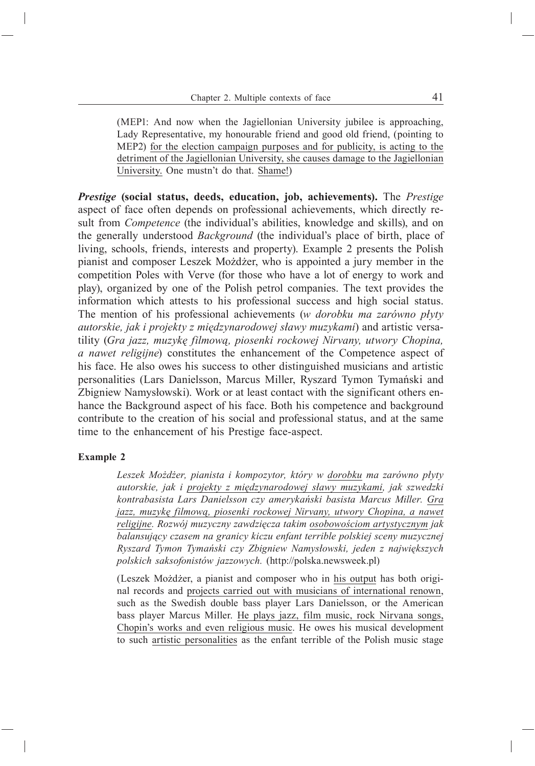(MEP1: And now when the Jagiellonian University jubilee is approaching, Lady Representative, my honourable friend and good old friend, (pointing to MEP2) <u>for the election campaign purposes and for publicity, is acting to the detriment of the Jagiellonian University, she causes damage to the Jagiellonian University.</u> One mustn't do that. <u>Shame!</u>)

***Prestige*** **(social status, deeds, education, job, achievements).** The *Prestige* aspect of face often depends on professional achievements, which directly result from *Competence* (the individual's abilities, knowledge and skills), and on the generally understood *Background* (the individual's place of birth, place of living, schools, friends, interests and property). Example 2 presents the Polish pianist and composer Leszek Możdżer, who is appointed a jury member in the competition Poles with Verve (for those who have a lot of energy to work and play), organized by one of the Polish petrol companies. The text provides the information which attests to his professional success and high social status. The mention of his professional achievements (*w dorobku ma zarówno płyty autorskie, jak i projekty z międzynarodowej sławy muzykami*) and artistic versatility (*Gra jazz, muzykę filmową, piosenki rockowej Nirvany, utwory Chopina, a nawet religijne*) constitutes the enhancement of the Competence aspect of his face. He also owes his success to other distinguished musicians and artistic personalities (Lars Danielsson, Marcus Miller, Ryszard Tymon Tymański and Zbigniew Namysłowski). Work or at least contact with the significant others enhance the Background aspect of his face. Both his competence and background contribute to the creation of his social and professional status, and at the same time to the enhancement of his Prestige face-aspect.

**Example 2**

*Leszek Możdżer, pianista i kompozytor, który w <u>dorobku</u> ma zarówno płyty autorskie, jak i <u>projekty z międzynarodowej sławy muzykami</u>, jak szwedzki kontrabasista Lars Danielsson czy amerykański basista Marcus Miller. <u>Gra jazz, muzykę filmową, piosenki rockowej Nirvany, utwory Chopina, a nawet religijne</u>. Rozwój muzyczny zawdzięcza takim <u>osobowościom artystycznym</u> jak balansujący czasem na granicy kiczu enfant terrible polskiej sceny muzycznej Ryszard Tymon Tymański czy Zbigniew Namysłowski, jeden z największych polskich saksofonistów jazzowych.* (http://polska.newsweek.pl)

(Leszek Możdżer, a pianist and composer who in <u>his output</u> has both original records and <u>projects carried out with musicians of international renown</u>, such as the Swedish double bass player Lars Danielsson, or the American bass player Marcus Miller. <u>He plays jazz, film music, rock Nirvana songs, Chopin's works and even religious music</u>. He owes his musical development to such <u>artistic personalities</u> as the enfant terrible of the Polish music stage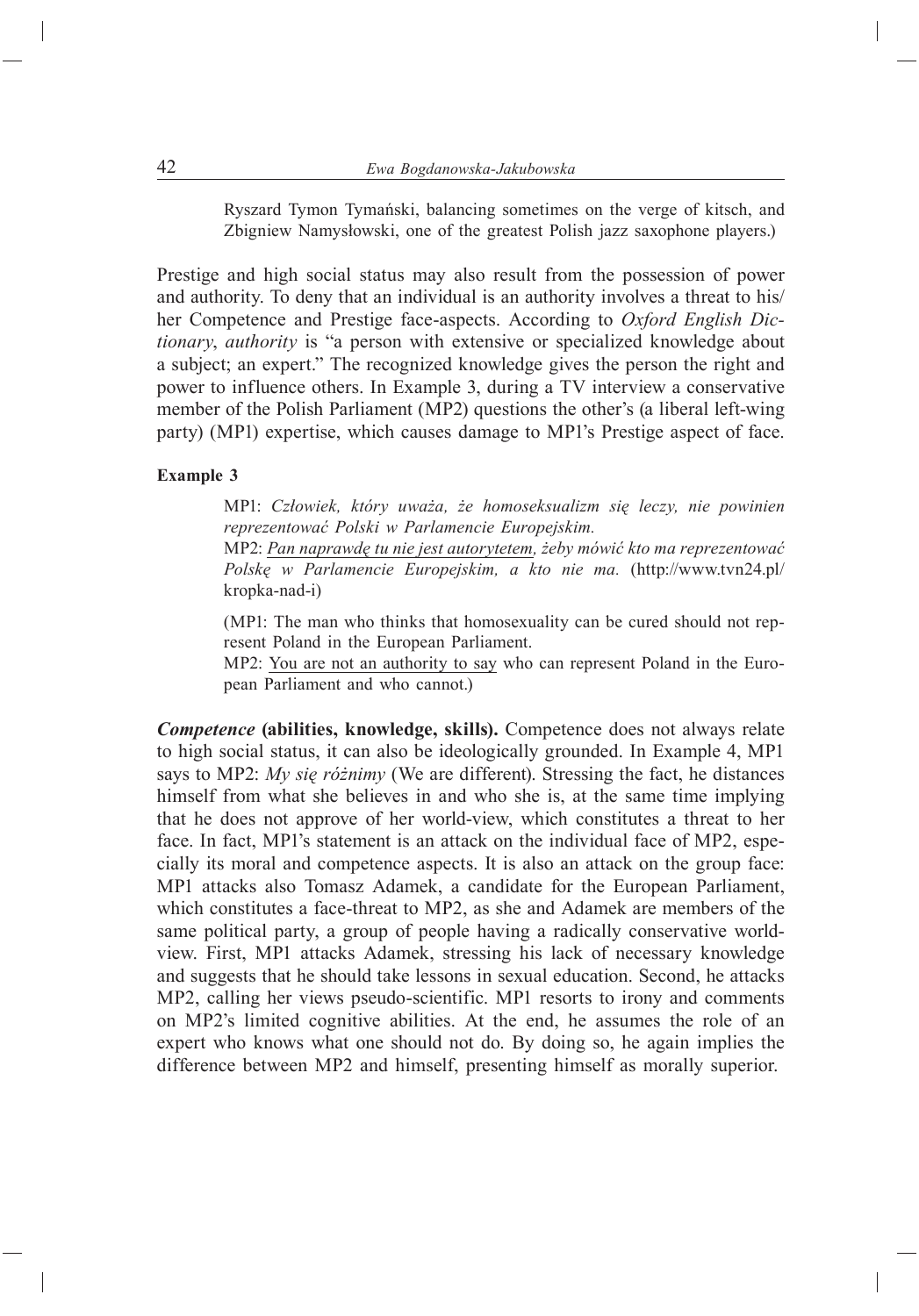Ryszard Tymon Tymański, balancing sometimes on the verge of kitsch, and Zbigniew Namysłowski, one of the greatest Polish jazz saxophone players.)

Prestige and high social status may also result from the possession of power and authority. To deny that an individual is an authority involves a threat to his/her Competence and Prestige face-aspects. According to *Oxford English Dictionary*, *authority* is "a person with extensive or specialized knowledge about a subject; an expert." The recognized knowledge gives the person the right and power to influence others. In Example 3, during a TV interview a conservative member of the Polish Parliament (MP2) questions the other's (a liberal left-wing party) (MP1) expertise, which causes damage to MP1's Prestige aspect of face.

**Example 3**

> MP1: *Człowiek, który uważa, że homoseksualizm się leczy, nie powinien reprezentować Polski w Parlamencie Europejskim.*
> MP2: <u>*Pan naprawdę tu nie jest autorytetem*</u>*, żeby mówić kto ma reprezentować Polskę w Parlamencie Europejskim, a kto nie ma.* (http://www.tvn24.pl/kropka-nad-i)
>
> (MP1: The man who thinks that homosexuality can be cured should not represent Poland in the European Parliament.
> MP2: <u>You are not an authority to say</u> who can represent Poland in the European Parliament and who cannot.)

***Competence*** **(abilities, knowledge, skills).** Competence does not always relate to high social status, it can also be ideologically grounded. In Example 4, MP1 says to MP2: *My się różnimy* (We are different). Stressing the fact, he distances himself from what she believes in and who she is, at the same time implying that he does not approve of her world-view, which constitutes a threat to her face. In fact, MP1's statement is an attack on the individual face of MP2, especially its moral and competence aspects. It is also an attack on the group face: MP1 attacks also Tomasz Adamek, a candidate for the European Parliament, which constitutes a face-threat to MP2, as she and Adamek are members of the same political party, a group of people having a radically conservative world-view. First, MP1 attacks Adamek, stressing his lack of necessary knowledge and suggests that he should take lessons in sexual education. Second, he attacks MP2, calling her views pseudo-scientific. MP1 resorts to irony and comments on MP2's limited cognitive abilities. At the end, he assumes the role of an expert who knows what one should not do. By doing so, he again implies the difference between MP2 and himself, presenting himself as morally superior.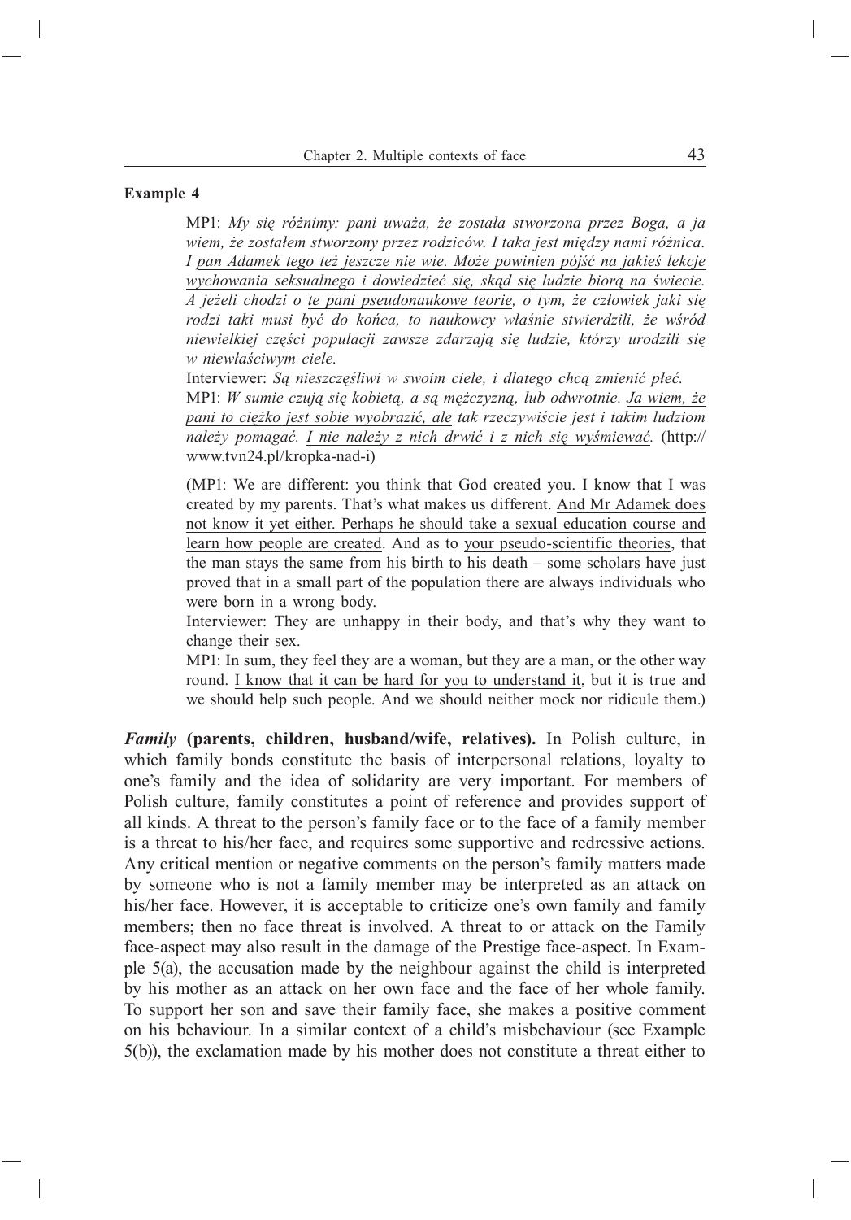**Example 4**

> MP1: *My się różnimy: pani uważa, że została stworzona przez Boga, a ja wiem, że zostałem stworzony przez rodziców. I taka jest między nami różnica. I <u>pan Adamek tego też jeszcze nie wie. Może powinien pójść na jakieś lekcje wychowania seksualnego i dowiedzieć się, skąd się ludzie biorą na świecie</u>. A jeżeli chodzi o <u>te pani pseudonaukowe teorie</u>, o tym, że człowiek jaki się rodzi taki musi być do końca, to naukowcy właśnie stwierdzili, że wśród niewielkiej części populacji zawsze zdarzają się ludzie, którzy urodzili się w niewłaściwym ciele.*
>
> Interviewer: *Są nieszczęśliwi w swoim ciele, i dlatego chcą zmienić płeć.*
>
> MP1: *W sumie czują się kobietą, a są mężczyzną, lub odwrotnie. <u>Ja wiem, że pani to ciężko jest sobie wyobrazić, ale</u> tak rzeczywiście jest i takim ludziom należy pomagać. <u>I nie należy z nich drwić i z nich się wyśmiewać</u>.* (http://www.tvn24.pl/kropka-nad-i)
>
> (MP1: We are different: you think that God created you. I know that I was created by my parents. That's what makes us different. <u>And Mr Adamek does not know it yet either. Perhaps he should take a sexual education course and learn how people are created</u>. And as to <u>your pseudo-scientific theories</u>, that the man stays the same from his birth to his death – some scholars have just proved that in a small part of the population there are always individuals who were born in a wrong body.
>
> Interviewer: They are unhappy in their body, and that's why they want to change their sex.
>
> MP1: In sum, they feel they are a woman, but they are a man, or the other way round. <u>I know that it can be hard for you to understand it</u>, but it is true and we should help such people. <u>And we should neither mock nor ridicule them</u>.)

***Family* (parents, children, husband/wife, relatives).** In Polish culture, in which family bonds constitute the basis of interpersonal relations, loyalty to one's family and the idea of solidarity are very important. For members of Polish culture, family constitutes a point of reference and provides support of all kinds. A threat to the person's family face or to the face of a family member is a threat to his/her face, and requires some supportive and redressive actions. Any critical mention or negative comments on the person's family matters made by someone who is not a family member may be interpreted as an attack on his/her face. However, it is acceptable to criticize one's own family and family members; then no face threat is involved. A threat to or attack on the Family face-aspect may also result in the damage of the Prestige face-aspect. In Example 5(a), the accusation made by the neighbour against the child is interpreted by his mother as an attack on her own face and the face of her whole family. To support her son and save their family face, she makes a positive comment on his behaviour. In a similar context of a child's misbehaviour (see Example 5(b)), the exclamation made by his mother does not constitute a threat either to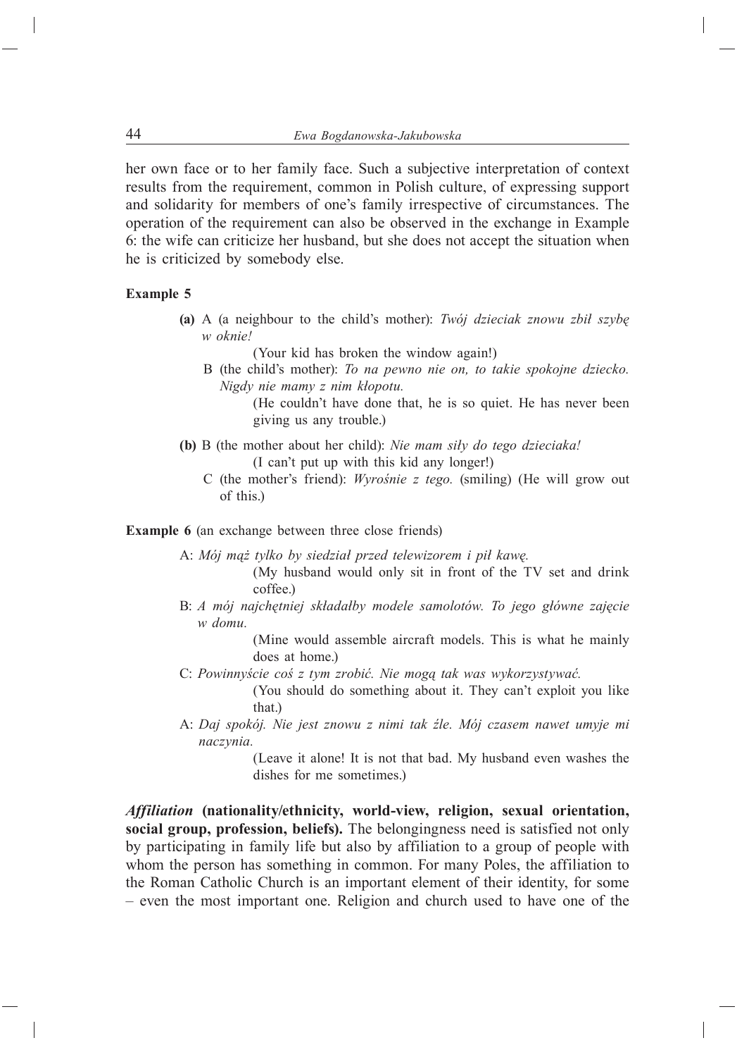her own face or to her family face. Such a subjective interpretation of context results from the requirement, common in Polish culture, of expressing support and solidarity for members of one's family irrespective of circumstances. The operation of the requirement can also be observed in the exchange in Example 6: the wife can criticize her husband, but she does not accept the situation when he is criticized by somebody else.

**Example 5**

**(a)** A (a neighbour to the child's mother): *Twój dzieciak znowu zbił szybę w oknie!*

(Your kid has broken the window again!)

B (the child's mother): *To na pewno nie on, to takie spokojne dziecko. Nigdy nie mamy z nim kłopotu.*

(He couldn't have done that, he is so quiet. He has never been giving us any trouble.)

**(b)** B (the mother about her child): *Nie mam siły do tego dzieciaka!*

(I can't put up with this kid any longer!)

C (the mother's friend): *Wyrośnie z tego.* (smiling) (He will grow out of this.)

**Example 6** (an exchange between three close friends)

A: *Mój mąż tylko by siedział przed telewizorem i pił kawę.*

(My husband would only sit in front of the TV set and drink coffee.)

B: *A mój najchętniej składałby modele samolotów. To jego główne zajęcie w domu.*

(Mine would assemble aircraft models. This is what he mainly does at home.)

C: *Powinnyście coś z tym zrobić. Nie mogą tak was wykorzystywać.*

(You should do something about it. They can't exploit you like that.)

A: *Daj spokój. Nie jest znowu z nimi tak źle. Mój czasem nawet umyje mi naczynia.*

(Leave it alone! It is not that bad. My husband even washes the dishes for me sometimes.)

***Affiliation*** **(nationality/ethnicity, world-view, religion, sexual orientation, social group, profession, beliefs).** The belongingness need is satisfied not only by participating in family life but also by affiliation to a group of people with whom the person has something in common. For many Poles, the affiliation to the Roman Catholic Church is an important element of their identity, for some – even the most important one. Religion and church used to have one of the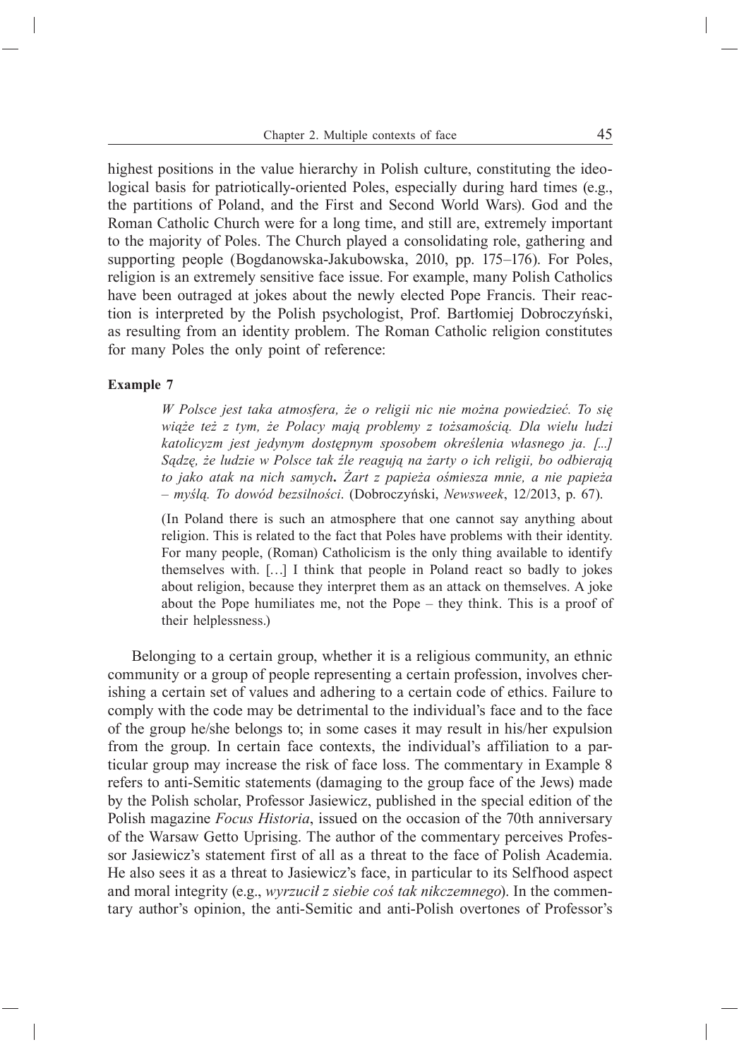highest positions in the value hierarchy in Polish culture, constituting the ideological basis for patriotically-oriented Poles, especially during hard times (e.g., the partitions of Poland, and the First and Second World Wars). God and the Roman Catholic Church were for a long time, and still are, extremely important to the majority of Poles. The Church played a consolidating role, gathering and supporting people (Bogdanowska-Jakubowska, 2010, pp. 175–176). For Poles, religion is an extremely sensitive face issue. For example, many Polish Catholics have been outraged at jokes about the newly elected Pope Francis. Their reaction is interpreted by the Polish psychologist, Prof. Bartłomiej Dobroczyński, as resulting from an identity problem. The Roman Catholic religion constitutes for many Poles the only point of reference:

**Example 7**

> *W Polsce jest taka atmosfera, że o religii nic nie można powiedzieć. To się wiąże też z tym, że Polacy mają problemy z tożsamością. Dla wielu ludzi katolicyzm jest jedynym dostępnym sposobem określenia własnego ja. [...] Sądzę, że ludzie w Polsce tak źle reagują na żarty o ich religii, bo odbierają to jako atak na nich samych*. *Żart z papieża ośmiesza mnie, a nie papieża – myślą. To dowód bezsilności*. (Dobroczyński, *Newsweek*, 12/2013, p. 67).
>
> (In Poland there is such an atmosphere that one cannot say anything about religion. This is related to the fact that Poles have problems with their identity. For many people, (Roman) Catholicism is the only thing available to identify themselves with. […] I think that people in Poland react so badly to jokes about religion, because they interpret them as an attack on themselves. A joke about the Pope humiliates me, not the Pope – they think. This is a proof of their helplessness.)

Belonging to a certain group, whether it is a religious community, an ethnic community or a group of people representing a certain profession, involves cherishing a certain set of values and adhering to a certain code of ethics. Failure to comply with the code may be detrimental to the individual's face and to the face of the group he/she belongs to; in some cases it may result in his/her expulsion from the group. In certain face contexts, the individual's affiliation to a particular group may increase the risk of face loss. The commentary in Example 8 refers to anti-Semitic statements (damaging to the group face of the Jews) made by the Polish scholar, Professor Jasiewicz, published in the special edition of the Polish magazine *Focus Historia*, issued on the occasion of the 70th anniversary of the Warsaw Getto Uprising. The author of the commentary perceives Professor Jasiewicz's statement first of all as a threat to the face of Polish Academia. He also sees it as a threat to Jasiewicz's face, in particular to its Selfhood aspect and moral integrity (e.g., *wyrzucił z siebie coś tak nikczemnego*). In the commentary author's opinion, the anti-Semitic and anti-Polish overtones of Professor's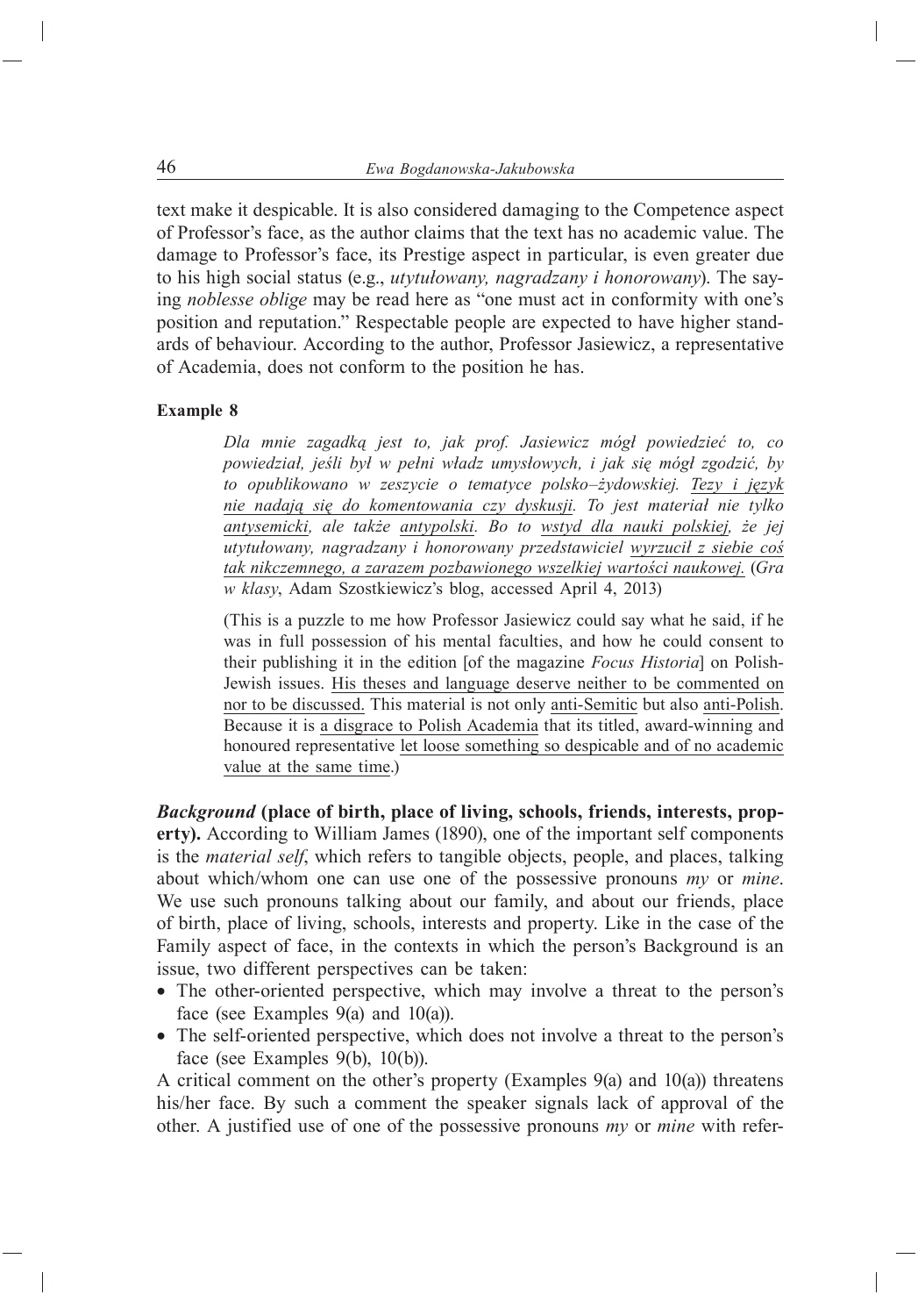text make it despicable. It is also considered damaging to the Competence aspect of Professor's face, as the author claims that the text has no academic value. The damage to Professor's face, its Prestige aspect in particular, is even greater due to his high social status (e.g., *utytułowany, nagradzany i honorowany*). The saying *noblesse oblige* may be read here as "one must act in conformity with one's position and reputation." Respectable people are expected to have higher standards of behaviour. According to the author, Professor Jasiewicz, a representative of Academia, does not conform to the position he has.

**Example 8**

> *Dla mnie zagadką jest to, jak prof. Jasiewicz mógł powiedzieć to, co powiedział, jeśli był w pełni władz umysłowych, i jak się mógł zgodzić, by to opublikowano w zeszycie o tematyce polsko–żydowskiej. <u>Tezy i język nie nadają się do komentowania czy dyskusji</u>. To jest materiał nie tylko <u>antysemicki</u>, ale także <u>antypolski</u>. Bo to <u>wstyd dla nauki polskiej</u>, że jej utytułowany, nagradzany i honorowany przedstawiciel <u>wyrzucił z siebie coś tak nikczemnego, a zarazem pozbawionego wszelkiej wartości naukowej.</u>* (*Gra w klasy*, Adam Szostkiewicz's blog, accessed April 4, 2013)
>
> (This is a puzzle to me how Professor Jasiewicz could say what he said, if he was in full possession of his mental faculties, and how he could consent to their publishing it in the edition [of the magazine *Focus Historia*] on Polish-Jewish issues. <u>His theses and language deserve neither to be commented on nor to be discussed.</u> This material is not only <u>anti-Semitic</u> but also <u>anti-Polish</u>. Because it is <u>a disgrace to Polish Academia</u> that its titled, award-winning and honoured representative <u>let loose something so despicable and of no academic value at the same time</u>.)

***Background*** **(place of birth, place of living, schools, friends, interests, property).** According to William James (1890), one of the important self components is the *material self*, which refers to tangible objects, people, and places, talking about which/whom one can use one of the possessive pronouns *my* or *mine*. We use such pronouns talking about our family, and about our friends, place of birth, place of living, schools, interests and property. Like in the case of the Family aspect of face, in the contexts in which the person's Background is an issue, two different perspectives can be taken:

- The other-oriented perspective, which may involve a threat to the person's face (see Examples 9(a) and 10(a)).
- The self-oriented perspective, which does not involve a threat to the person's face (see Examples 9(b), 10(b)).

A critical comment on the other's property (Examples 9(a) and 10(a)) threatens his/her face. By such a comment the speaker signals lack of approval of the other. A justified use of one of the possessive pronouns *my* or *mine* with refer-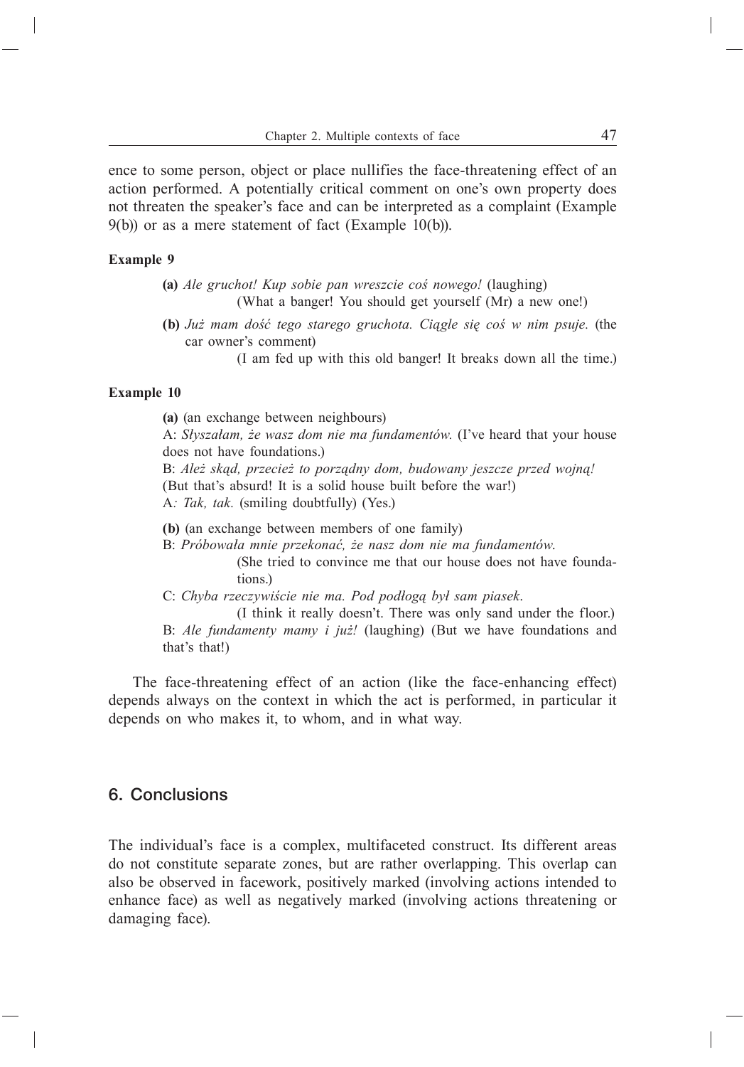ence to some person, object or place nullifies the face-threatening effect of an action performed. A potentially critical comment on one's own property does not threaten the speaker's face and can be interpreted as a complaint (Example 9(b)) or as a mere statement of fact (Example 10(b)).

**Example 9**

**(a)** *Ale gruchot! Kup sobie pan wreszcie coś nowego!* (laughing)
(What a banger! You should get yourself (Mr) a new one!)

**(b)** *Już mam dość tego starego gruchota. Ciągle się coś w nim psuje.* (the car owner's comment)
(I am fed up with this old banger! It breaks down all the time.)

**Example 10**

**(a)** (an exchange between neighbours)
A: *Słyszałam, że wasz dom nie ma fundamentów.* (I've heard that your house does not have foundations.)
B: *Ależ skąd, przecież to porządny dom, budowany jeszcze przed wojną!* (But that's absurd! It is a solid house built before the war!)
A*: Tak, tak.* (smiling doubtfully) (Yes.)

**(b)** (an exchange between members of one family)
B: *Próbowała mnie przekonać, że nasz dom nie ma fundamentów.*
(She tried to convince me that our house does not have foundations.)
C: *Chyba rzeczywiście nie ma. Pod podłogą był sam piasek*.
(I think it really doesn't. There was only sand under the floor.)
B: *Ale fundamenty mamy i już!* (laughing) (But we have foundations and that's that!)

The face-threatening effect of an action (like the face-enhancing effect) depends always on the context in which the act is performed, in particular it depends on who makes it, to whom, and in what way.

## 6. Conclusions

The individual's face is a complex, multifaceted construct. Its different areas do not constitute separate zones, but are rather overlapping. This overlap can also be observed in facework, positively marked (involving actions intended to enhance face) as well as negatively marked (involving actions threatening or damaging face).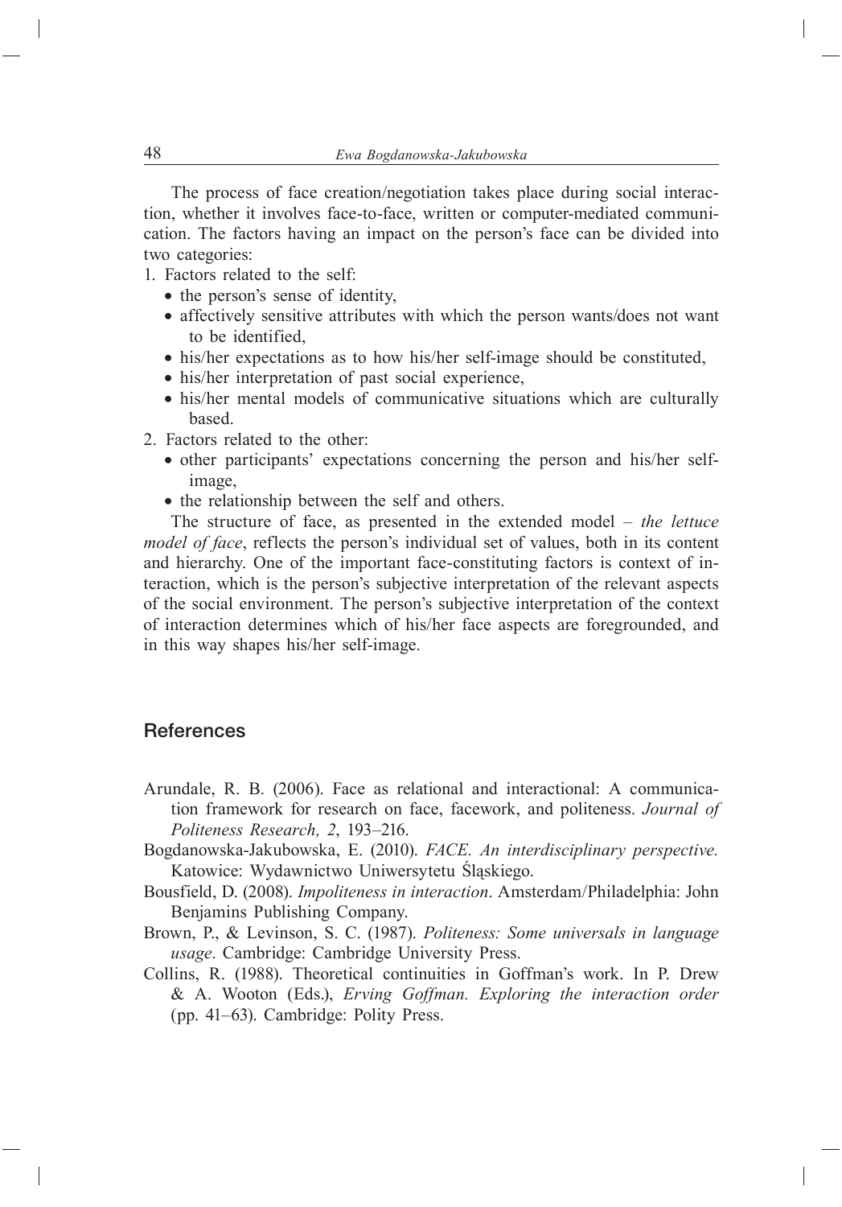The process of face creation/negotiation takes place during social interaction, whether it involves face-to-face, written or computer-mediated communication. The factors having an impact on the person's face can be divided into two categories:

1. Factors related to the self:
   - the person's sense of identity,
   - affectively sensitive attributes with which the person wants/does not want to be identified,
   - his/her expectations as to how his/her self-image should be constituted,
   - his/her interpretation of past social experience,
   - his/her mental models of communicative situations which are culturally based.
2. Factors related to the other:
   - other participants' expectations concerning the person and his/her self-image,
   - the relationship between the self and others.

The structure of face, as presented in the extended model – *the lettuce model of face*, reflects the person's individual set of values, both in its content and hierarchy. One of the important face-constituting factors is context of interaction, which is the person's subjective interpretation of the relevant aspects of the social environment. The person's subjective interpretation of the context of interaction determines which of his/her face aspects are foregrounded, and in this way shapes his/her self-image.

## References

Arundale, R. B. (2006). Face as relational and interactional: A communication framework for research on face, facework, and politeness. *Journal of Politeness Research, 2*, 193–216.

Bogdanowska-Jakubowska, E. (2010). *FACE. An interdisciplinary perspective.* Katowice: Wydawnictwo Uniwersytetu Śląskiego.

Bousfield, D. (2008). *Impoliteness in interaction*. Amsterdam/Philadelphia: John Benjamins Publishing Company.

Brown, P., & Levinson, S. C. (1987). *Politeness: Some universals in language usage*. Cambridge: Cambridge University Press.

Collins, R. (1988). Theoretical continuities in Goffman's work. In P. Drew & A. Wooton (Eds.), *Erving Goffman. Exploring the interaction order* (pp. 41–63). Cambridge: Polity Press.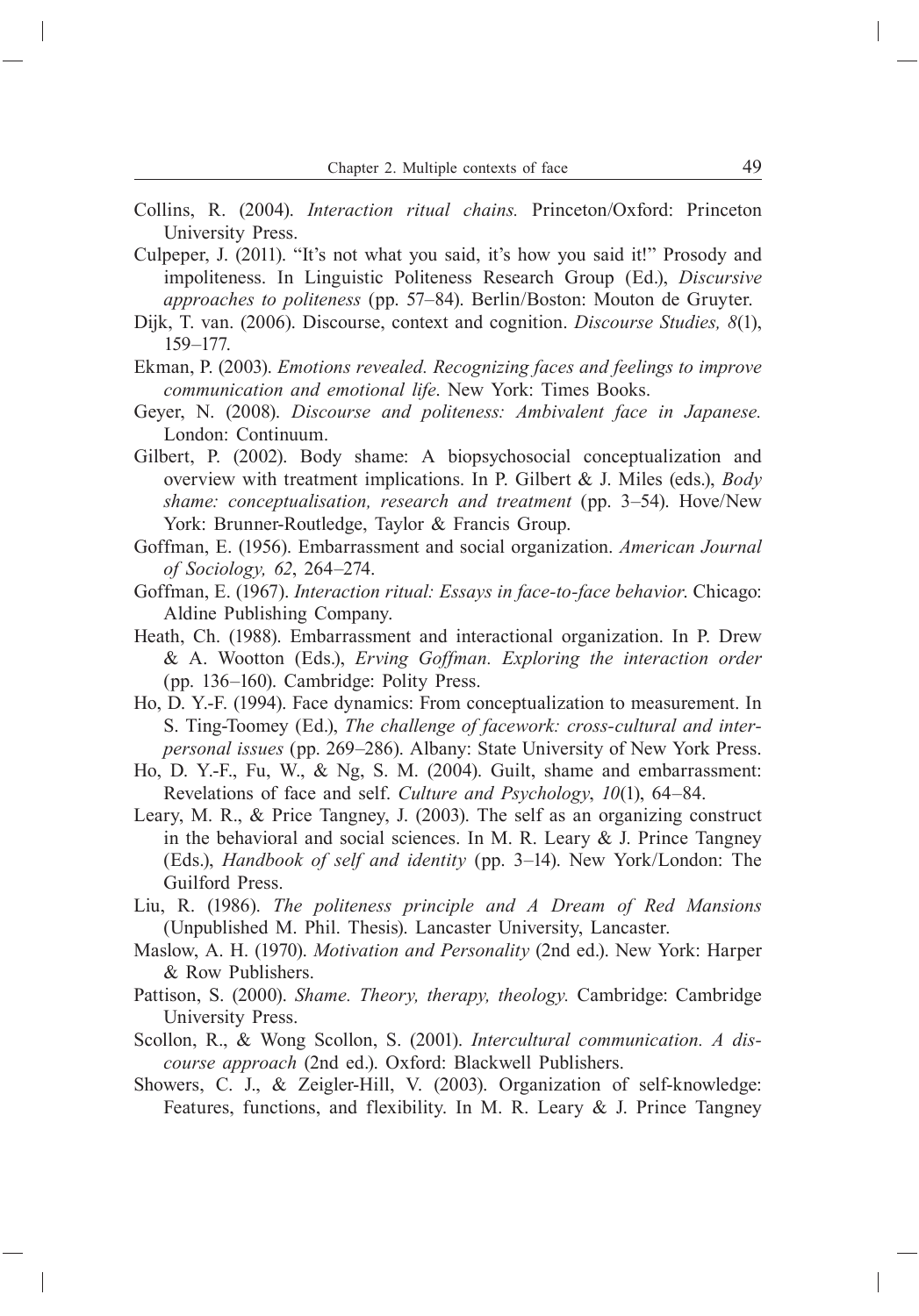Collins, R. (2004). *Interaction ritual chains.* Princeton/Oxford: Princeton University Press.

Culpeper, J. (2011). "It's not what you said, it's how you said it!" Prosody and impoliteness. In Linguistic Politeness Research Group (Ed.), *Discursive approaches to politeness* (pp. 57–84). Berlin/Boston: Mouton de Gruyter.

Dijk, T. van. (2006). Discourse, context and cognition. *Discourse Studies, 8*(1), 159–177.

Ekman, P. (2003). *Emotions revealed. Recognizing faces and feelings to improve communication and emotional life*. New York: Times Books.

Geyer, N. (2008). *Discourse and politeness: Ambivalent face in Japanese.* London: Continuum.

Gilbert, P. (2002). Body shame: A biopsychosocial conceptualization and overview with treatment implications. In P. Gilbert & J. Miles (eds.), *Body shame: conceptualisation, research and treatment* (pp. 3–54). Hove/New York: Brunner-Routledge, Taylor & Francis Group.

Goffman, E. (1956). Embarrassment and social organization. *American Journal of Sociology, 62*, 264–274.

Goffman, E. (1967). *Interaction ritual: Essays in face-to-face behavior*. Chicago: Aldine Publishing Company.

Heath, Ch. (1988). Embarrassment and interactional organization. In P. Drew & A. Wootton (Eds.), *Erving Goffman. Exploring the interaction order* (pp. 136–160). Cambridge: Polity Press.

Ho, D. Y.-F. (1994). Face dynamics: From conceptualization to measurement. In S. Ting-Toomey (Ed.), *The challenge of facework: cross-cultural and interpersonal issues* (pp. 269–286). Albany: State University of New York Press.

Ho, D. Y.-F., Fu, W., & Ng, S. M. (2004). Guilt, shame and embarrassment: Revelations of face and self. *Culture and Psychology*, *10*(1), 64–84.

Leary, M. R., & Price Tangney, J. (2003). The self as an organizing construct in the behavioral and social sciences. In M. R. Leary & J. Prince Tangney (Eds.), *Handbook of self and identity* (pp. 3–14). New York/London: The Guilford Press.

Liu, R. (1986). *The politeness principle and A Dream of Red Mansions* (Unpublished M. Phil. Thesis). Lancaster University, Lancaster.

Maslow, A. H. (1970). *Motivation and Personality* (2nd ed.). New York: Harper & Row Publishers.

Pattison, S. (2000). *Shame. Theory, therapy, theology.* Cambridge: Cambridge University Press.

Scollon, R., & Wong Scollon, S. (2001). *Intercultural communication. A discourse approach* (2nd ed.). Oxford: Blackwell Publishers.

Showers, C. J., & Zeigler-Hill, V. (2003). Organization of self-knowledge: Features, functions, and flexibility. In M. R. Leary & J. Prince Tangney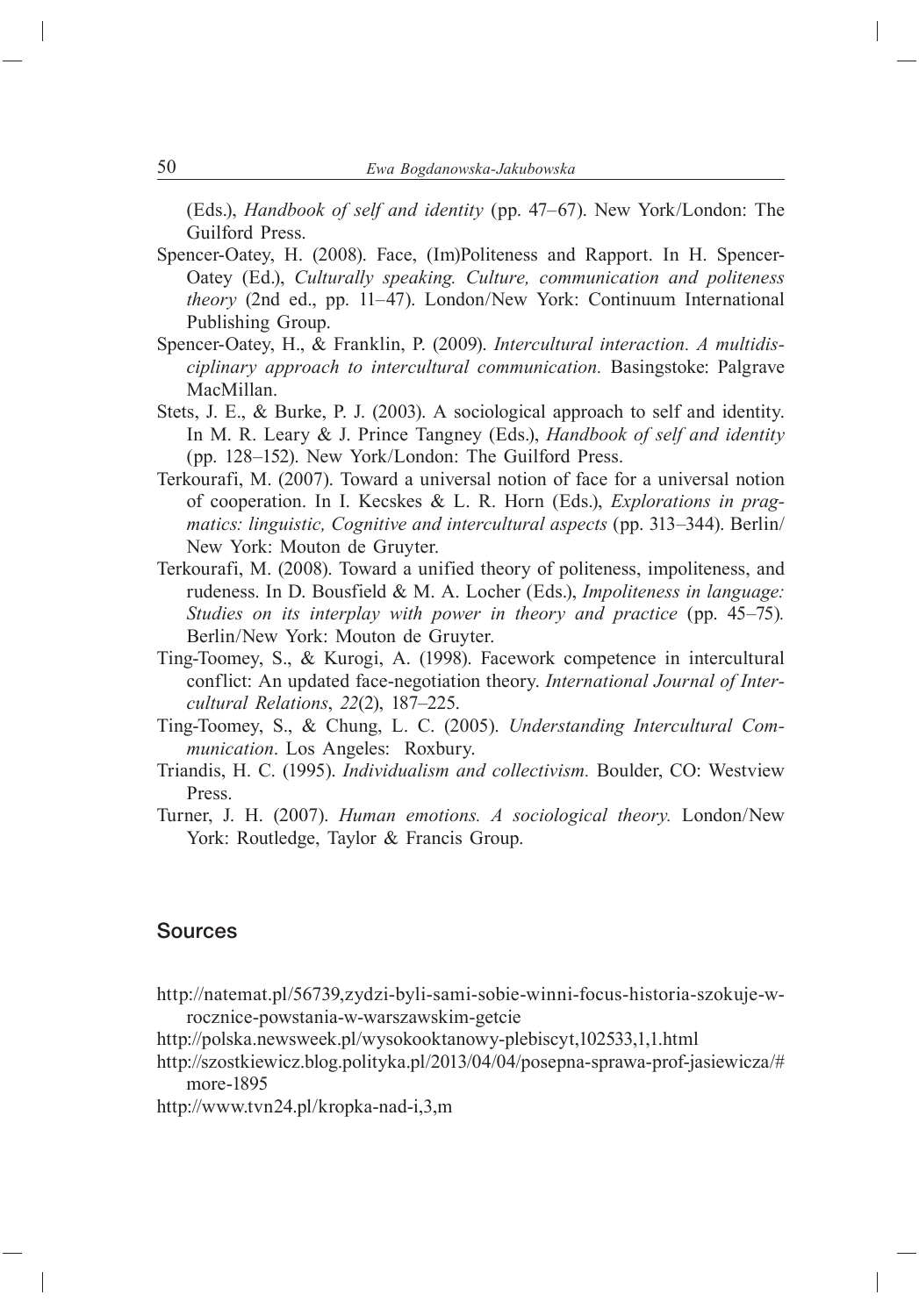(Eds.), *Handbook of self and identity* (pp. 47–67). New York/London: The Guilford Press.

Spencer-Oatey, H. (2008). Face, (Im)Politeness and Rapport. In H. Spencer-Oatey (Ed.), *Culturally speaking. Culture, communication and politeness theory* (2nd ed., pp. 11–47). London/New York: Continuum International Publishing Group.

Spencer-Oatey, H., & Franklin, P. (2009). *Intercultural interaction. A multidisciplinary approach to intercultural communication.* Basingstoke: Palgrave MacMillan.

Stets, J. E., & Burke, P. J. (2003). A sociological approach to self and identity. In M. R. Leary & J. Prince Tangney (Eds.), *Handbook of self and identity* (pp. 128–152). New York/London: The Guilford Press.

Terkourafi, M. (2007). Toward a universal notion of face for a universal notion of cooperation. In I. Kecskes & L. R. Horn (Eds.), *Explorations in pragmatics: linguistic, Cognitive and intercultural aspects* (pp. 313–344). Berlin/New York: Mouton de Gruyter.

Terkourafi, M. (2008). Toward a unified theory of politeness, impoliteness, and rudeness. In D. Bousfield & M. A. Locher (Eds.), *Impoliteness in language: Studies on its interplay with power in theory and practice* (pp. 45–75). Berlin/New York: Mouton de Gruyter.

Ting-Toomey, S., & Kurogi, A. (1998). Facework competence in intercultural conflict: An updated face-negotiation theory. *International Journal of Intercultural Relations*, *22*(2), 187–225.

Ting-Toomey, S., & Chung, L. C. (2005). *Understanding Intercultural Communication*. Los Angeles: Roxbury.

Triandis, H. C. (1995). *Individualism and collectivism.* Boulder, CO: Westview Press.

Turner, J. H. (2007). *Human emotions. A sociological theory.* London/New York: Routledge, Taylor & Francis Group.

## Sources

http://natemat.pl/56739,zydzi-byli-sami-sobie-winni-focus-historia-szokuje-w-rocznice-powstania-w-warszawskim-getcie

http://polska.newsweek.pl/wysokooktanowy-plebiscyt,102533,1,1.html

http://szostkiewicz.blog.polityka.pl/2013/04/04/posepna-sprawa-prof-jasiewicza/#more-1895

http://www.tvn24.pl/kropka-nad-i,3,m